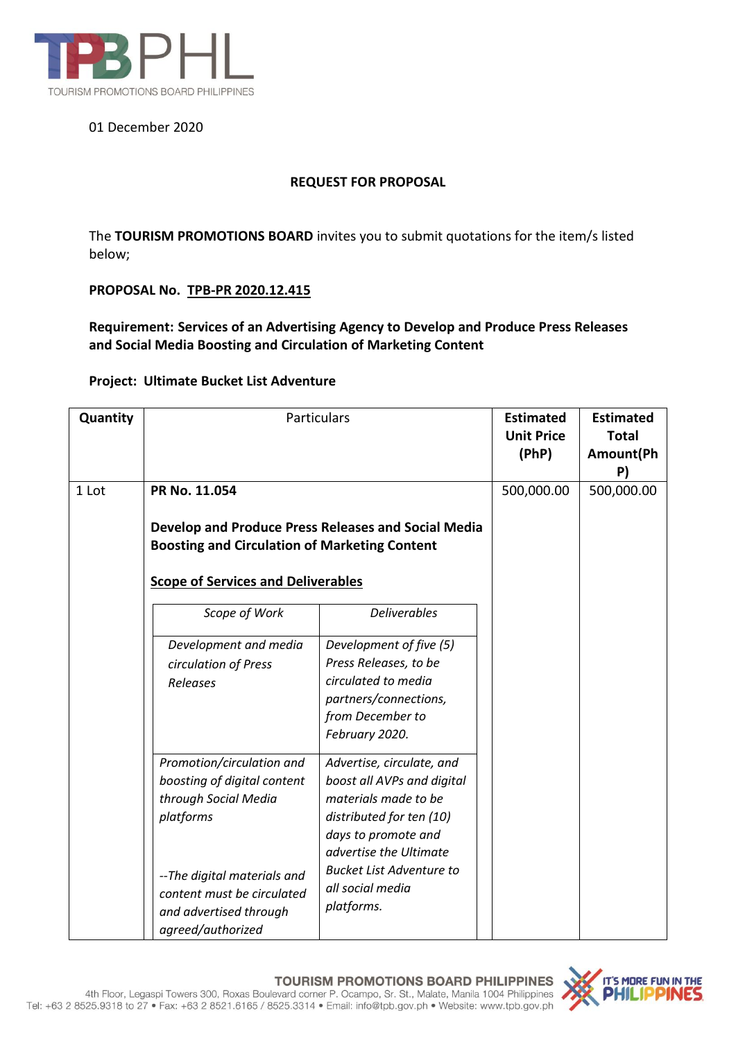01 December 2020

**REQUEST FOR PROPOSAL**

The **TOURISM PROMOTIONS BOARD** invites you to submit quotations for the item/s listed below;

**PROPOSAL No. TPB-PR 2020.12.415**

**Requirement: Services of an Advertising Agency to Develop and Produce Press Releases and Social Media Boosting and Circulation of Marketing Content**

**Project: Ultimate Bucket List Adventure**

| Quantity | Particulars | Estimated Unit Price (PhP) | Estimated Total Amount(PhP) |
|---|---|---|---|
| 1 Lot | **PR No. 11.054**<br><br>**Develop and Produce Press Releases and Social Media Boosting and Circulation of Marketing Content**<br><br>**Scope of Services and Deliverables** | 500,000.00 | 500,000.00 |

| *Scope of Work* | *Deliverables* |
|---|---|
| *Development and media circulation of Press Releases* | *Development of five (5) Press Releases, to be circulated to media partners/connections, from December to February 2020.* |
| *Promotion/circulation and boosting of digital content through Social Media platforms*<br><br>*--The digital materials and content must be circulated and advertised through agreed/authorized* | *Advertise, circulate, and boost all AVPs and digital materials made to be distributed for ten (10) days to promote and advertise the Ultimate Bucket List Adventure to all social media platforms.* |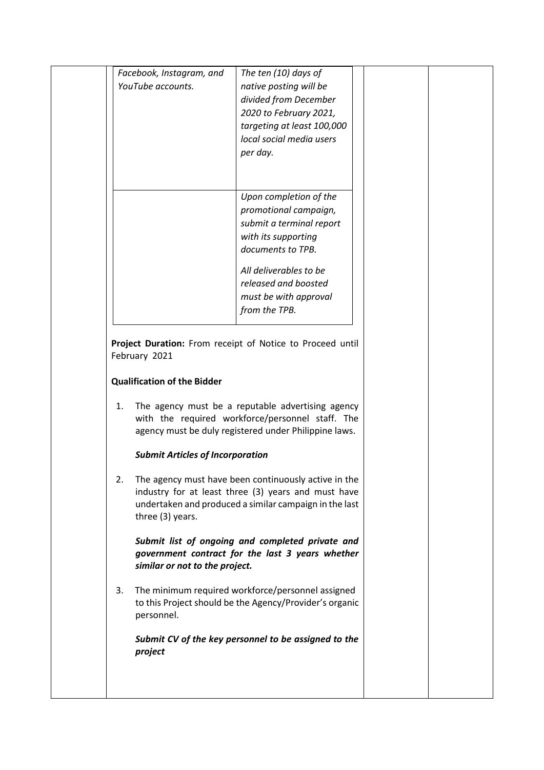| | |
|---|---|
| *Facebook, Instagram, and YouTube accounts.* | *The ten (10) days of native posting will be divided from December 2020 to February 2021, targeting at least 100,000 local social media users per day.* |
| | *Upon completion of the promotional campaign, submit a terminal report with its supporting documents to TPB.*<br><br>*All deliverables to be released and boosted must be with approval from the TPB.* |

**Project Duration:** From receipt of Notice to Proceed until February 2021

**Qualification of the Bidder**

1. The agency must be a reputable advertising agency with the required workforce/personnel staff. The agency must be duly registered under Philippine laws.

   ***Submit Articles of Incorporation***

2. The agency must have been continuously active in the industry for at least three (3) years and must have undertaken and produced a similar campaign in the last three (3) years.

   ***Submit list of ongoing and completed private and government contract for the last 3 years whether similar or not to the project.***

3. The minimum required workforce/personnel assigned to this Project should be the Agency/Provider's organic personnel.

   ***Submit CV of the key personnel to be assigned to the project***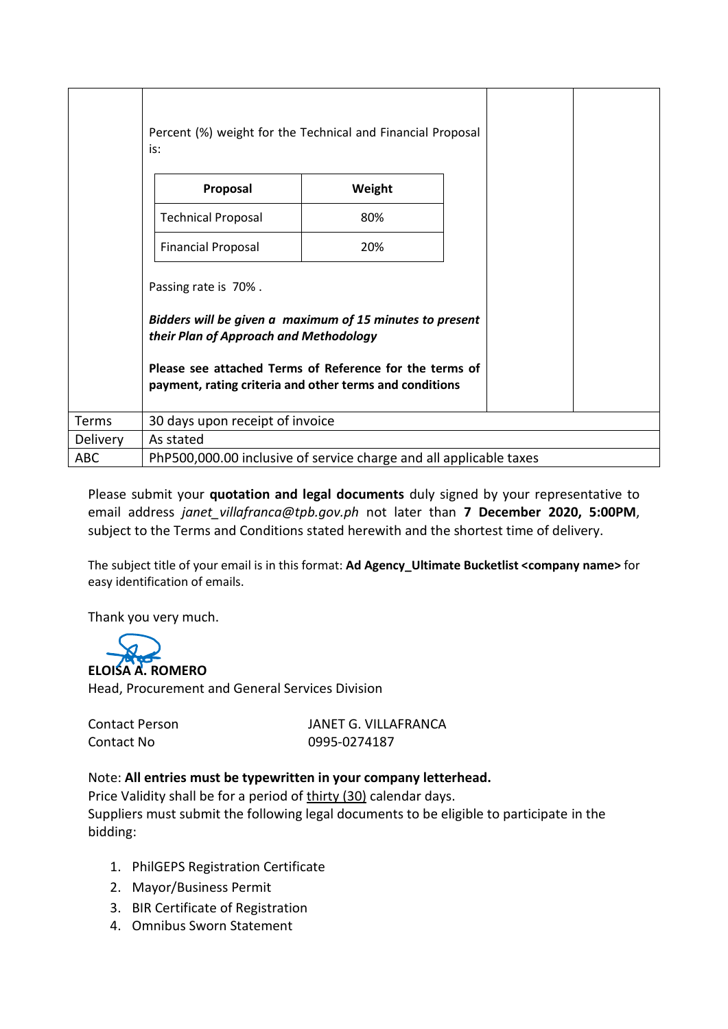| | | | |
|---|---|---|---|
| | Percent (%) weight for the Technical and Financial Proposal is:<br><br>**Proposal** / **Weight**<br>Technical Proposal: 80%<br>Financial Proposal: 20%<br><br>Passing rate is 70% .<br><br>***Bidders will be given a maximum of 15 minutes to present their Plan of Approach and Methodology***<br><br>**Please see attached Terms of Reference for the terms of payment, rating criteria and other terms and conditions** | | |
| Terms | 30 days upon receipt of invoice | | |
| Delivery | As stated | | |
| ABC | PhP500,000.00 inclusive of service charge and all applicable taxes | | |

Please submit your **quotation and legal documents** duly signed by your representative to email address *janet_villafranca@tpb.gov.ph* not later than **7 December 2020, 5:00PM**, subject to the Terms and Conditions stated herewith and the shortest time of delivery.

The subject title of your email is in this format: **Ad Agency_Ultimate Bucketlist <company name>** for easy identification of emails.

Thank you very much.

**ELOISA A. ROMERO**
Head, Procurement and General Services Division

Contact Person JANET G. VILLAFRANCA
Contact No 0995-0274187

Note: **All entries must be typewritten in your company letterhead.**
Price Validity shall be for a period of thirty (30) calendar days.
Suppliers must submit the following legal documents to be eligible to participate in the bidding:

1. PhilGEPS Registration Certificate
2. Mayor/Business Permit
3. BIR Certificate of Registration
4. Omnibus Sworn Statement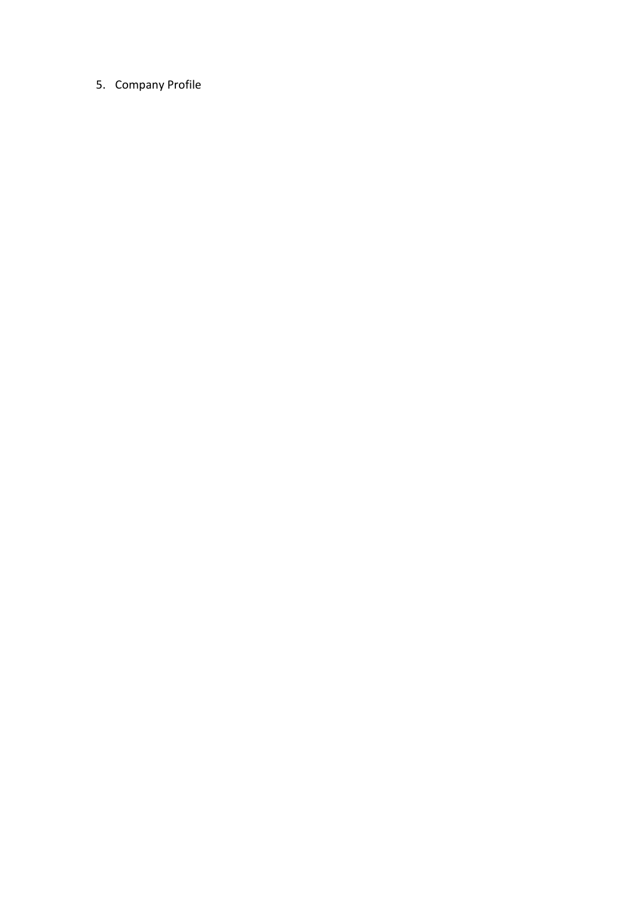5. Company Profile